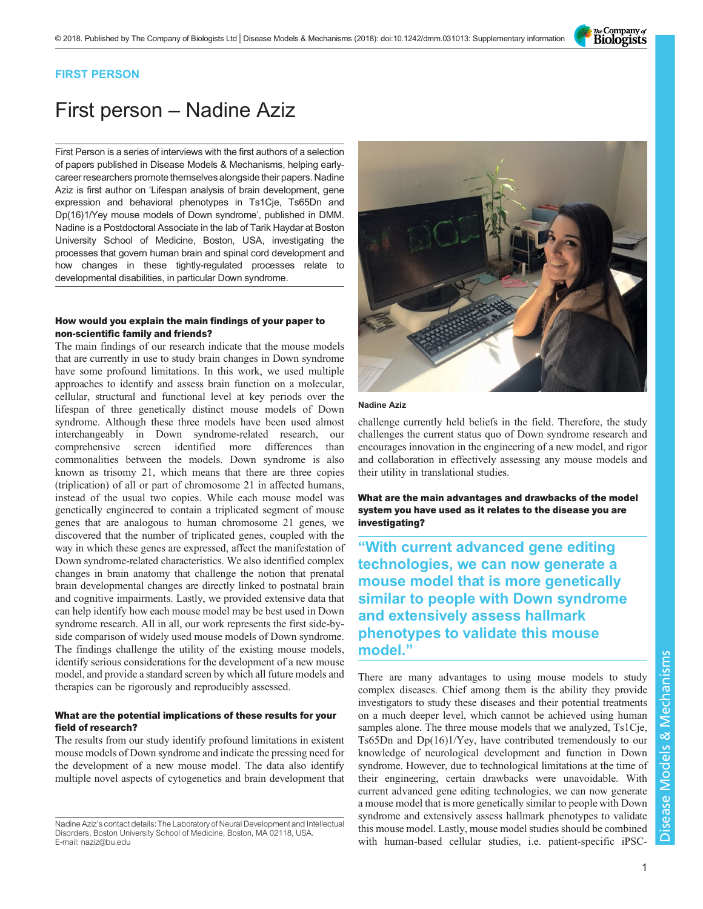FIRST PERSON

# First person – Nadine Aziz

First Person is a series of interviews with the first authors of a selection of papers published in Disease Models & Mechanisms, helping early-career researchers promote themselves alongside their papers. Nadine Aziz is first author on 'Lifespan analysis of brain development, gene expression and behavioral phenotypes in Ts1Cje, Ts65Dn and Dp(16)1/Yey mouse models of Down syndrome', published in DMM. Nadine is a Postdoctoral Associate in the lab of Tarik Haydar at Boston University School of Medicine, Boston, USA, investigating the processes that govern human brain and spinal cord development and how changes in these tightly-regulated processes relate to developmental disabilities, in particular Down syndrome.

### How would you explain the main findings of your paper to non-scientific family and friends?

The main findings of our research indicate that the mouse models that are currently in use to study brain changes in Down syndrome have some profound limitations. In this work, we used multiple approaches to identify and assess brain function on a molecular, cellular, structural and functional level at key periods over the lifespan of three genetically distinct mouse models of Down syndrome. Although these three models have been used almost interchangeably in Down syndrome-related research, our comprehensive screen identified more differences than commonalities between the models. Down syndrome is also known as trisomy 21, which means that there are three copies (triplication) of all or part of chromosome 21 in affected humans, instead of the usual two copies. While each mouse model was genetically engineered to contain a triplicated segment of mouse genes that are analogous to human chromosome 21 genes, we discovered that the number of triplicated genes, coupled with the way in which these genes are expressed, affect the manifestation of Down syndrome-related characteristics. We also identified complex changes in brain anatomy that challenge the notion that prenatal brain developmental changes are directly linked to postnatal brain and cognitive impairments. Lastly, we provided extensive data that can help identify how each mouse model may be best used in Down syndrome research. All in all, our work represents the first side-by-side comparison of widely used mouse models of Down syndrome. The findings challenge the utility of the existing mouse models, identify serious considerations for the development of a new mouse model, and provide a standard screen by which all future models and therapies can be rigorously and reproducibly assessed.

### What are the potential implications of these results for your field of research?

The results from our study identify profound limitations in existent mouse models of Down syndrome and indicate the pressing need for the development of a new mouse model. The data also identify multiple novel aspects of cytogenetics and brain development that challenge currently held beliefs in the field. Therefore, the study challenges the current status quo of Down syndrome research and encourages innovation in the engineering of a new model, and rigor and collaboration in effectively assessing any mouse models and their utility in translational studies.

Nadine Aziz

### What are the main advantages and drawbacks of the model system you have used as it relates to the disease you are investigating?

> "With current advanced gene editing technologies, we can now generate a mouse model that is more genetically similar to people with Down syndrome and extensively assess hallmark phenotypes to validate this mouse model."

There are many advantages to using mouse models to study complex diseases. Chief among them is the ability they provide investigators to study these diseases and their potential treatments on a much deeper level, which cannot be achieved using human samples alone. The three mouse models that we analyzed, Ts1Cje, Ts65Dn and Dp(16)1/Yey, have contributed tremendously to our knowledge of neurological development and function in Down syndrome. However, due to technological limitations at the time of their engineering, certain drawbacks were unavoidable. With current advanced gene editing technologies, we can now generate a mouse model that is more genetically similar to people with Down syndrome and extensively assess hallmark phenotypes to validate this mouse model. Lastly, mouse model studies should be combined with human-based cellular studies, i.e. patient-specific iPSC-

Nadine Aziz's contact details: The Laboratory of Neural Development and Intellectual Disorders, Boston University School of Medicine, Boston, MA 02118, USA.
E-mail: naziz@bu.edu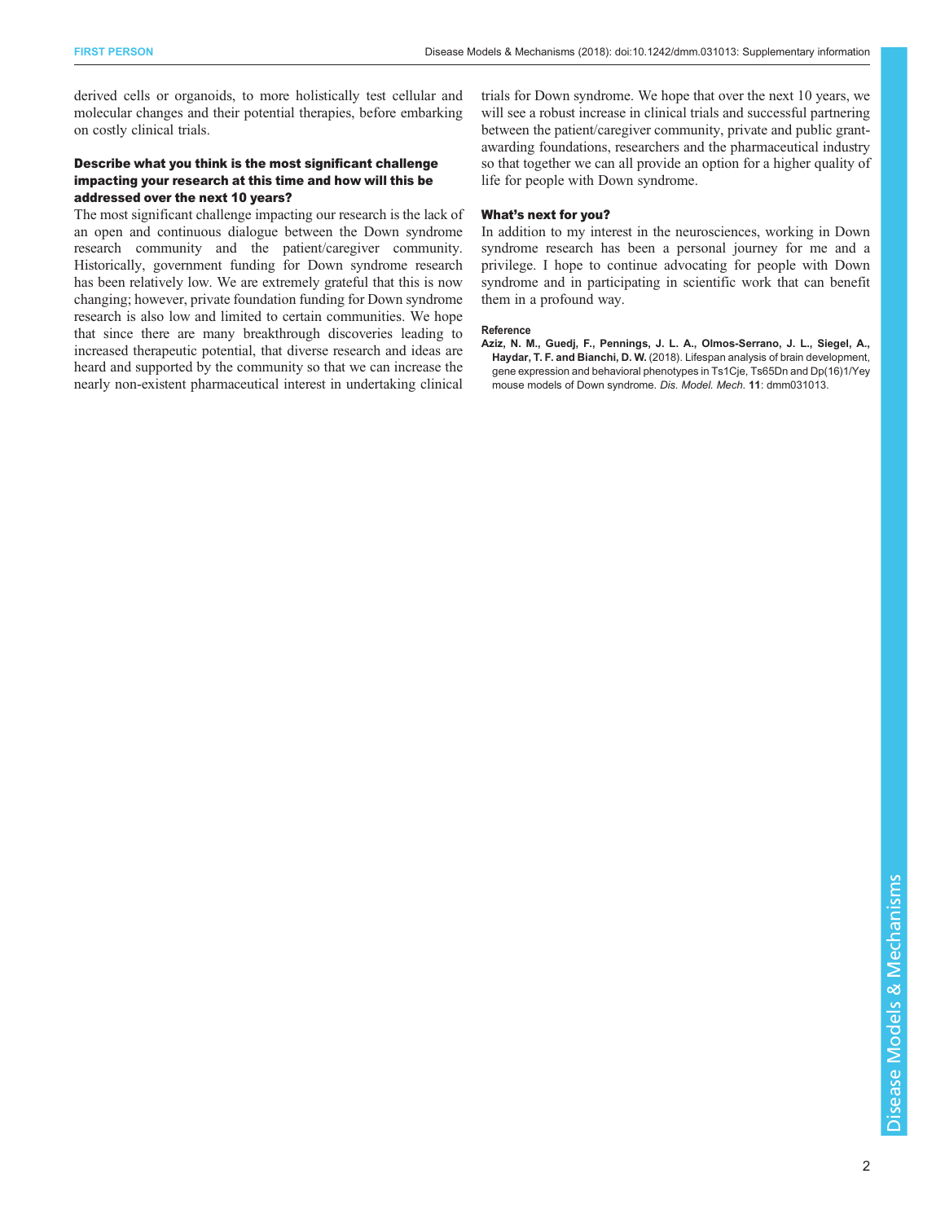derived cells or organoids, to more holistically test cellular and molecular changes and their potential therapies, before embarking on costly clinical trials.

### Describe what you think is the most significant challenge impacting your research at this time and how will this be addressed over the next 10 years?

The most significant challenge impacting our research is the lack of an open and continuous dialogue between the Down syndrome research community and the patient/caregiver community. Historically, government funding for Down syndrome research has been relatively low. We are extremely grateful that this is now changing; however, private foundation funding for Down syndrome research is also low and limited to certain communities. We hope that since there are many breakthrough discoveries leading to increased therapeutic potential, that diverse research and ideas are heard and supported by the community so that we can increase the nearly non-existent pharmaceutical interest in undertaking clinical trials for Down syndrome. We hope that over the next 10 years, we will see a robust increase in clinical trials and successful partnering between the patient/caregiver community, private and public grant-awarding foundations, researchers and the pharmaceutical industry so that together we can all provide an option for a higher quality of life for people with Down syndrome.

### What's next for you?

In addition to my interest in the neurosciences, working in Down syndrome research has been a personal journey for me and a privilege. I hope to continue advocating for people with Down syndrome and in participating in scientific work that can benefit them in a profound way.

#### Reference

**Aziz, N. M., Guedj, F., Pennings, J. L. A., Olmos-Serrano, J. L., Siegel, A., Haydar, T. F. and Bianchi, D. W.** (2018). Lifespan analysis of brain development, gene expression and behavioral phenotypes in Ts1Cje, Ts65Dn and Dp(16)1/Yey mouse models of Down syndrome. *Dis. Model. Mech.* **11**: dmm031013.